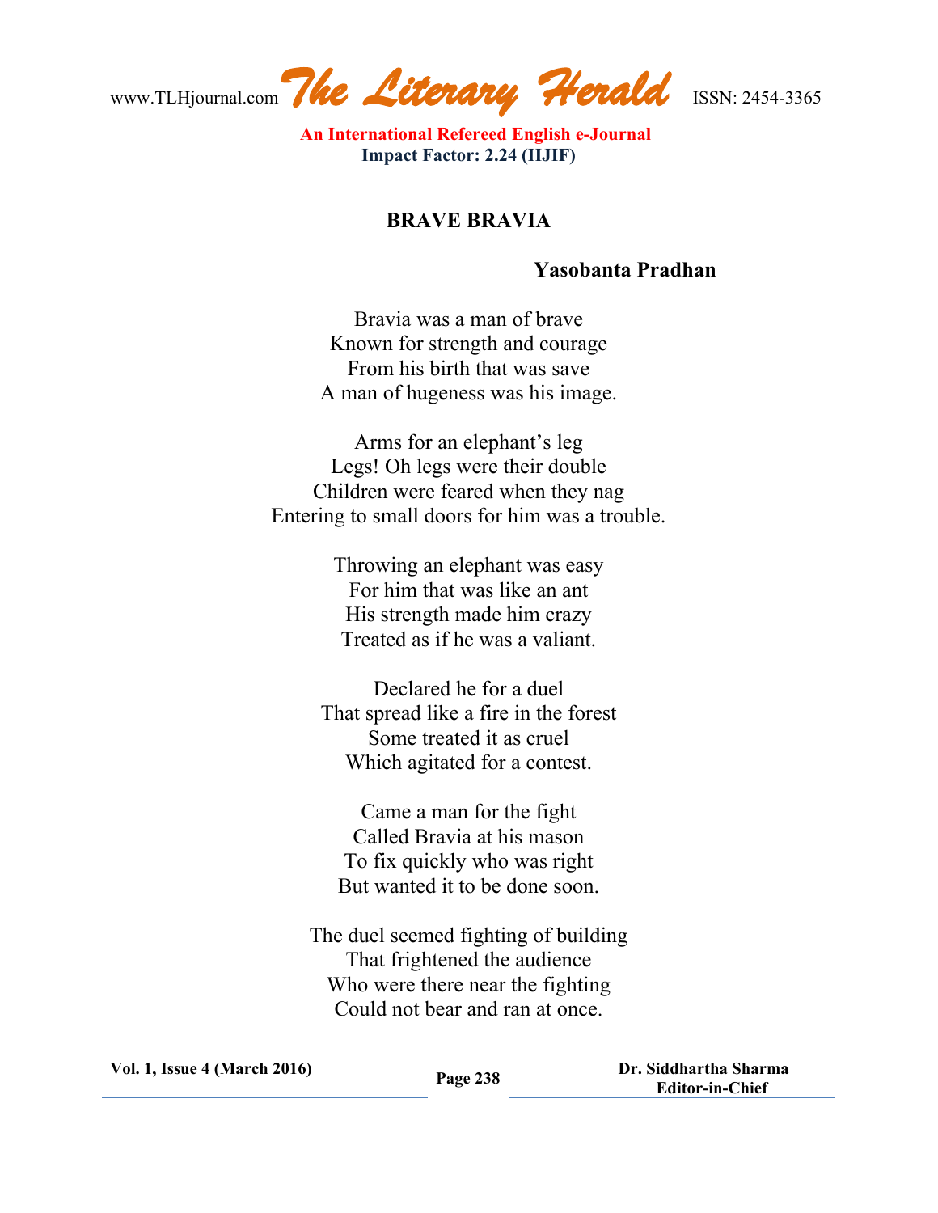# BRAVE BRAVIA

**Yasobanta Pradhan**

Bravia was a man of brave  
Known for strength and courage  
From his birth that was save  
A man of hugeness was his image.

Arms for an elephant's leg  
Legs! Oh legs were their double  
Children were feared when they nag  
Entering to small doors for him was a trouble.

Throwing an elephant was easy  
For him that was like an ant  
His strength made him crazy  
Treated as if he was a valiant.

Declared he for a duel  
That spread like a fire in the forest  
Some treated it as cruel  
Which agitated for a contest.

Came a man for the fight  
Called Bravia at his mason  
To fix quickly who was right  
But wanted it to be done soon.

The duel seemed fighting of building  
That frightened the audience  
Who were there near the fighting  
Could not bear and ran at once.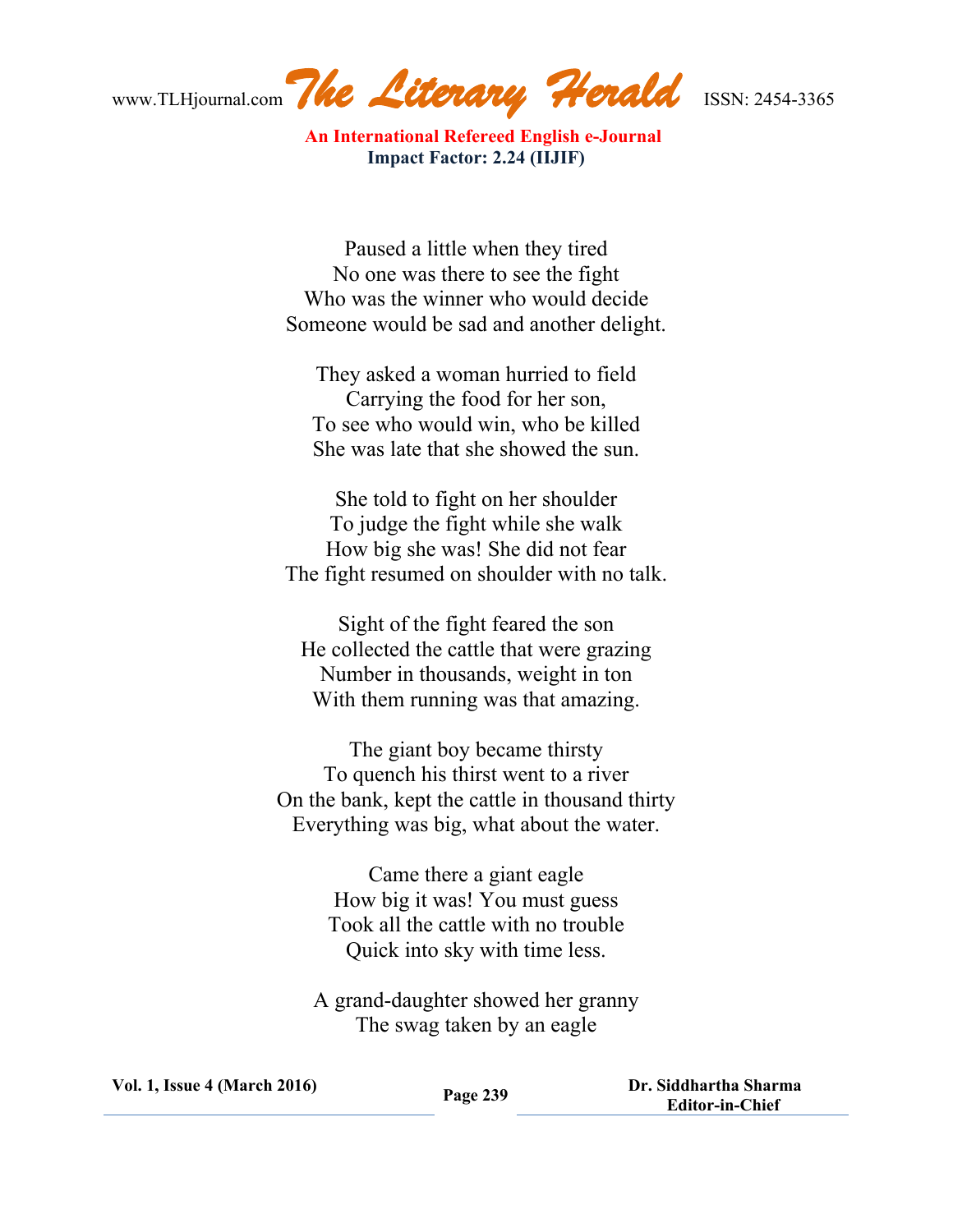Paused a little when they tired  
No one was there to see the fight  
Who was the winner who would decide  
Someone would be sad and another delight.

They asked a woman hurried to field  
Carrying the food for her son,  
To see who would win, who be killed  
She was late that she showed the sun.

She told to fight on her shoulder  
To judge the fight while she walk  
How big she was! She did not fear  
The fight resumed on shoulder with no talk.

Sight of the fight feared the son  
He collected the cattle that were grazing  
Number in thousands, weight in ton  
With them running was that amazing.

The giant boy became thirsty  
To quench his thirst went to a river  
On the bank, kept the cattle in thousand thirty  
Everything was big, what about the water.

Came there a giant eagle  
How big it was! You must guess  
Took all the cattle with no trouble  
Quick into sky with time less.

A grand-daughter showed her granny  
The swag taken by an eagle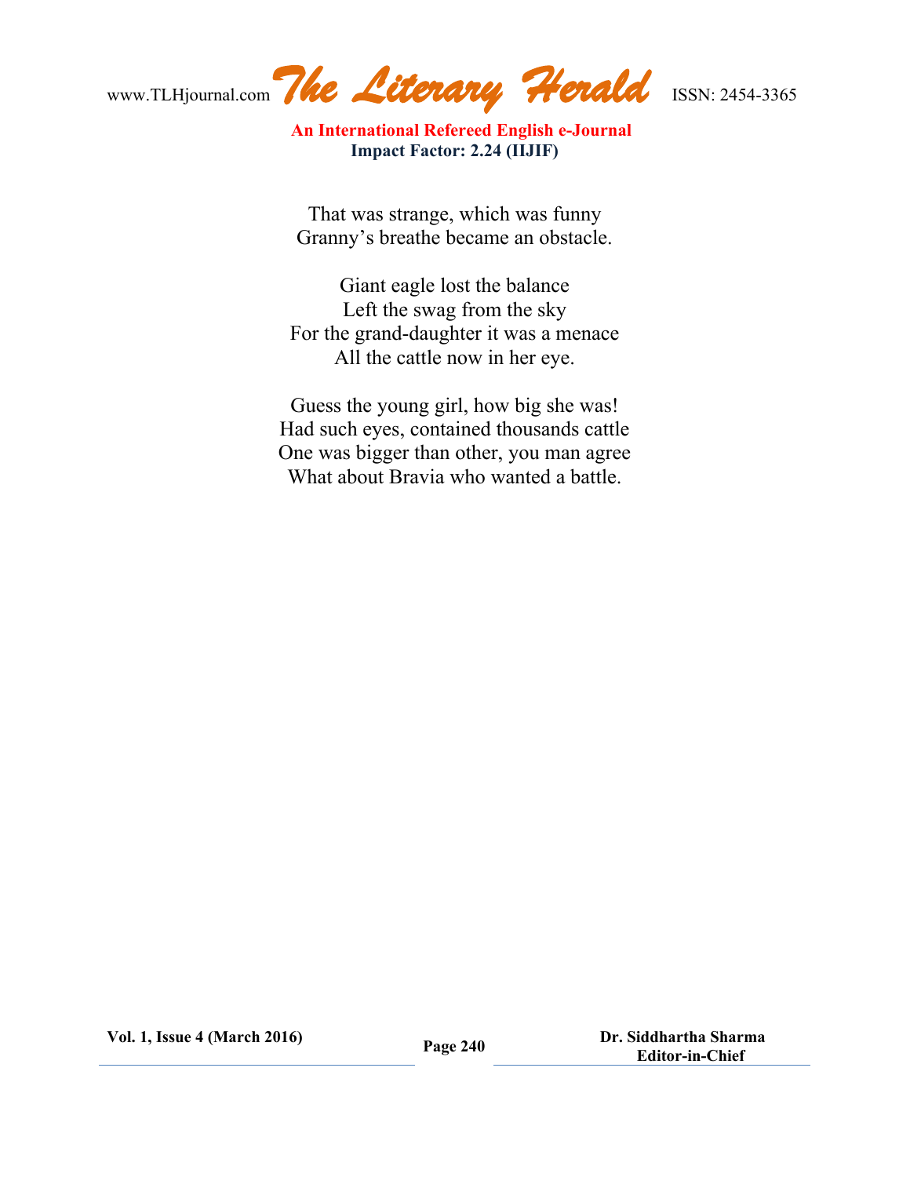That was strange, which was funny
Granny's breathe became an obstacle.

Giant eagle lost the balance
Left the swag from the sky
For the grand-daughter it was a menace
All the cattle now in her eye.

Guess the young girl, how big she was!
Had such eyes, contained thousands cattle
One was bigger than other, you man agree
What about Bravia who wanted a battle.